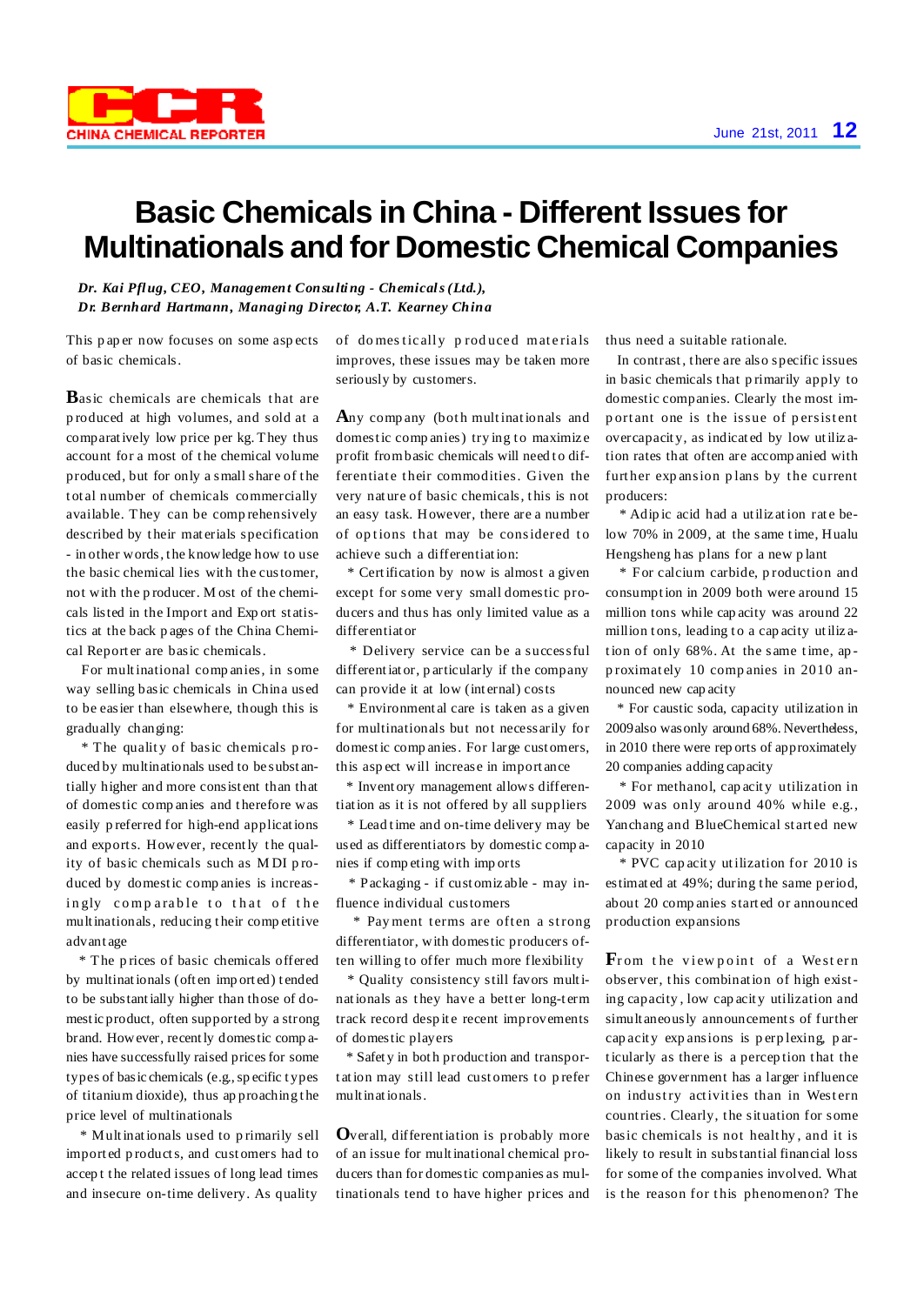# Basic Chemicals in China - Different Issues for Multinationals and for Domestic Chemical Companies

*Dr. Kai Pflug, CEO, Management Consulting - Chemicals (Ltd.), Dr. Bernhard Hartmann, Managing Director, A.T. Kearney China*

This paper now focuses on some aspects of basic chemicals.

Basic chemicals are chemicals that are produced at high volumes, and sold at a comparatively low price per kg. They thus account for a most of the chemical volume produced, but for only a small share of the total number of chemicals commercially available. They can be comprehensively described by their materials specification - in other words, the knowledge how to use the basic chemical lies with the customer, not with the producer. Most of the chemicals listed in the Import and Export statistics at the back pages of the China Chemical Reporter are basic chemicals.

For multinational companies, in some way selling basic chemicals in China used to be easier than elsewhere, though this is gradually changing:

* The quality of basic chemicals produced by multinationals used to be substantially higher and more consistent than that of domestic companies and therefore was easily preferred for high-end applications and exports. However, recently the quality of basic chemicals such as MDI produced by domestic companies is increasingly comparable to that of the multinationals, reducing their competitive advantage
* The prices of basic chemicals offered by multinationals (often imported) tended to be substantially higher than those of domestic product, often supported by a strong brand. However, recently domestic companies have successfully raised prices for some types of basic chemicals (e.g., specific types of titanium dioxide), thus approaching the price level of multinationals
* Multinationals used to primarily sell imported products, and customers had to accept the related issues of long lead times and insecure on-time delivery. As quality of domestically produced materials improves, these issues may be taken more seriously by customers.

Any company (both multinationals and domestic companies) trying to maximize profit from basic chemicals will need to differentiate their commodities. Given the very nature of basic chemicals, this is not an easy task. However, there are a number of options that may be considered to achieve such a differentiation:

* Certification by now is almost a given except for some very small domestic producers and thus has only limited value as a differentiator
* Delivery service can be a successful differentiator, particularly if the company can provide it at low (internal) costs
* Environmental care is taken as a given for multinationals but not necessarily for domestic companies. For large customers, this aspect will increase in importance
* Inventory management allows differentiation as it is not offered by all suppliers
* Lead time and on-time delivery may be used as differentiators by domestic companies if competing with imports
* Packaging - if customizable - may influence individual customers
* Payment terms are often a strong differentiator, with domestic producers often willing to offer much more flexibility
* Quality consistency still favors multinationals as they have a better long-term track record despite recent improvements of domestic players
* Safety in both production and transportation may still lead customers to prefer multinationals.

Overall, differentiation is probably more of an issue for multinational chemical producers than for domestic companies as multinationals tend to have higher prices and thus need a suitable rationale.

In contrast, there are also specific issues in basic chemicals that primarily apply to domestic companies. Clearly the most important one is the issue of persistent overcapacity, as indicated by low utilization rates that often are accompanied with further expansion plans by the current producers:

* Adipic acid had a utilization rate below 70% in 2009, at the same time, Hualu Hengsheng has plans for a new plant
* For calcium carbide, production and consumption in 2009 both were around 15 million tons while capacity was around 22 million tons, leading to a capacity utilization of only 68%. At the same time, approximately 10 companies in 2010 announced new capacity
* For caustic soda, capacity utilization in 2009 also was only around 68%. Nevertheless, in 2010 there were reports of approximately 20 companies adding capacity
* For methanol, capacity utilization in 2009 was only around 40% while e.g., Yanchang and BlueChemical started new capacity in 2010
* PVC capacity utilization for 2010 is estimated at 49%; during the same period, about 20 companies started or announced production expansions

From the viewpoint of a Western observer, this combination of high existing capacity, low capacity utilization and simultaneously announcements of further capacity expansions is perplexing, particularly as there is a perception that the Chinese government has a larger influence on industry activities than in Western countries. Clearly, the situation for some basic chemicals is not healthy, and it is likely to result in substantial financial loss for some of the companies involved. What is the reason for this phenomenon? The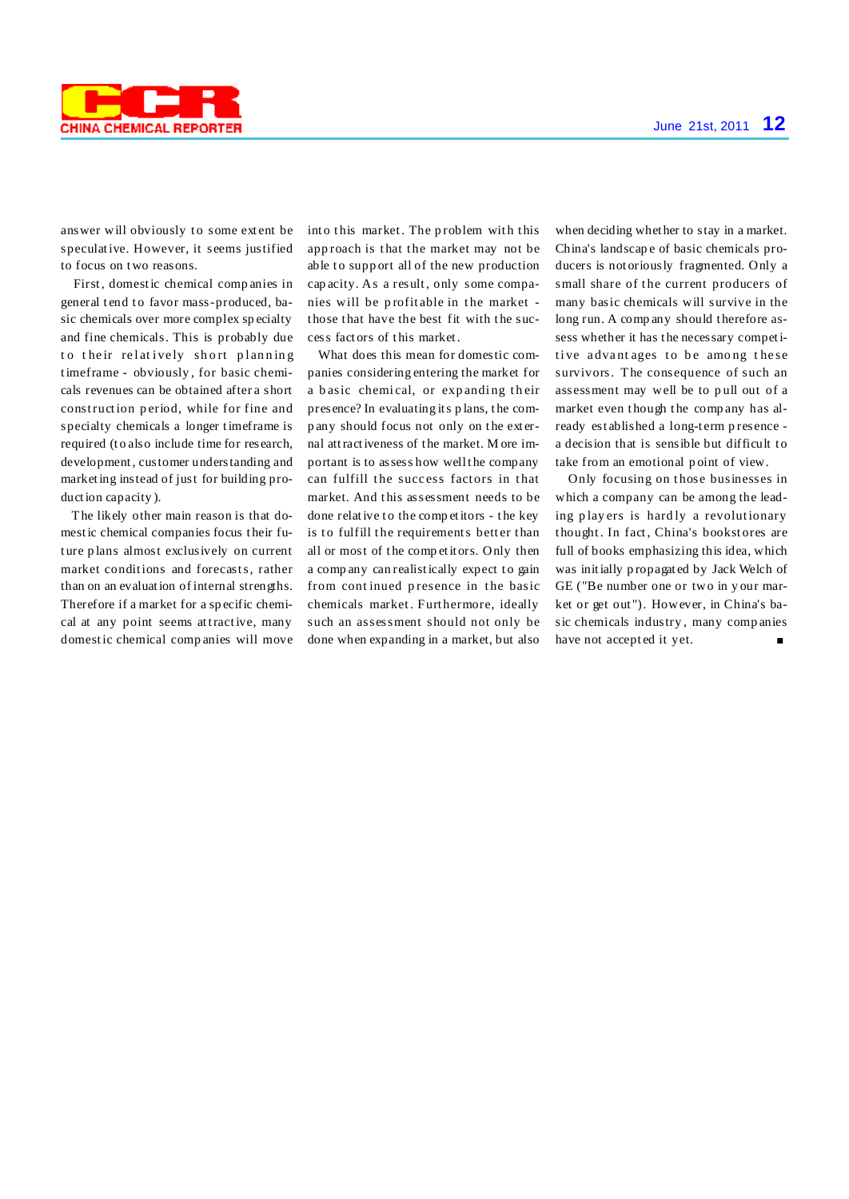answer will obviously to some extent be speculative. However, it seems justified to focus on two reasons.

First, domestic chemical companies in general tend to favor mass-produced, basic chemicals over more complex specialty and fine chemicals. This is probably due to their relatively short planning timeframe - obviously, for basic chemicals revenues can be obtained after a short construction period, while for fine and specialty chemicals a longer timeframe is required (to also include time for research, development, customer understanding and marketing instead of just for building production capacity).

The likely other main reason is that domestic chemical companies focus their future plans almost exclusively on current market conditions and forecasts, rather than on an evaluation of internal strengths. Therefore if a market for a specific chemical at any point seems attractive, many domestic chemical companies will move into this market. The problem with this approach is that the market may not be able to support all of the new production capacity. As a result, only some companies will be profitable in the market - those that have the best fit with the success factors of this market.

What does this mean for domestic companies considering entering the market for a basic chemical, or expanding their presence? In evaluating its plans, the company should focus not only on the external attractiveness of the market. More important is to assess how well the company can fulfill the success factors in that market. And this assessment needs to be done relative to the competitors - the key is to fulfill the requirements better than all or most of the competitors. Only then a company can realistically expect to gain from continued presence in the basic chemicals market. Furthermore, ideally such an assessment should not only be done when expanding in a market, but also when deciding whether to stay in a market. China's landscape of basic chemicals producers is notoriously fragmented. Only a small share of the current producers of many basic chemicals will survive in the long run. A company should therefore assess whether it has the necessary competitive advantages to be among these survivors. The consequence of such an assessment may well be to pull out of a market even though the company has already established a long-term presence - a decision that is sensible but difficult to take from an emotional point of view.

Only focusing on those businesses in which a company can be among the leading players is hardly a revolutionary thought. In fact, China's bookstores are full of books emphasizing this idea, which was initially propagated by Jack Welch of GE ("Be number one or two in your market or get out"). However, in China's basic chemicals industry, many companies have not accepted it yet. ■